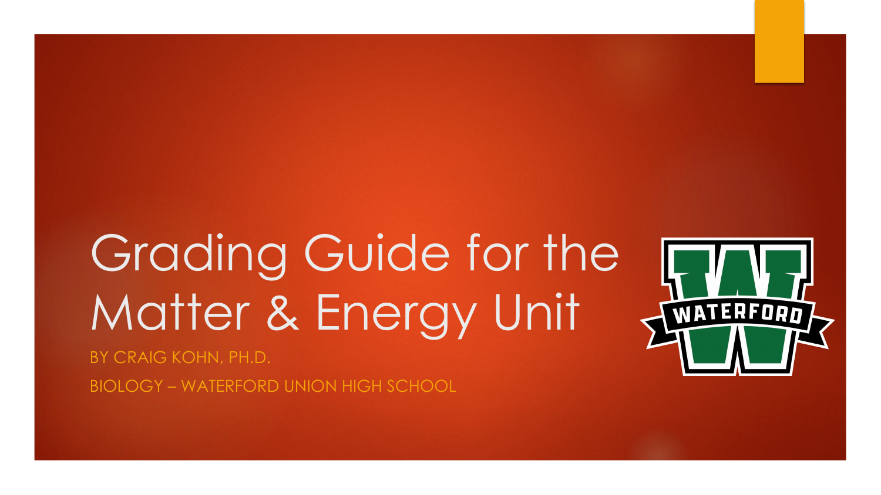# Grading Guide for the Matter & Energy Unit

BY CRAIG KOHN, PH.D.

BIOLOGY – WATERFORD UNION HIGH SCHOOL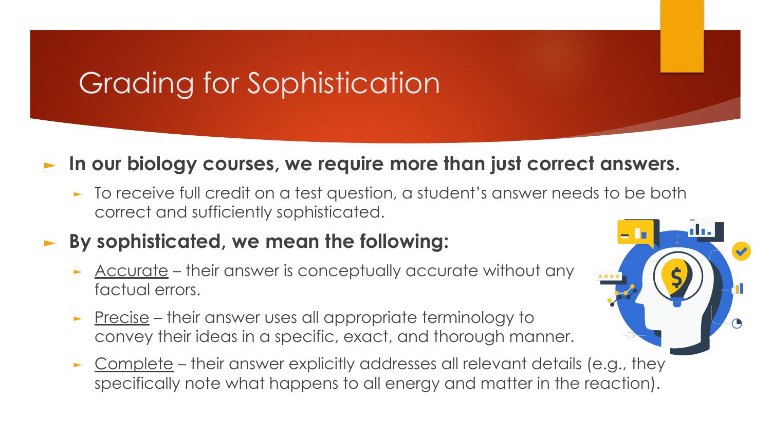# Grading for Sophistication

- **In our biology courses, we require more than just correct answers.**
  - To receive full credit on a test question, a student's answer needs to be both correct and sufficiently sophisticated.
- **By sophisticated, we mean the following:**
  - Accurate – their answer is conceptually accurate without any factual errors.
  - Precise – their answer uses all appropriate terminology to convey their ideas in a specific, exact, and thorough manner.
  - Complete – their answer explicitly addresses all relevant details (e.g., they specifically note what happens to all energy and matter in the reaction).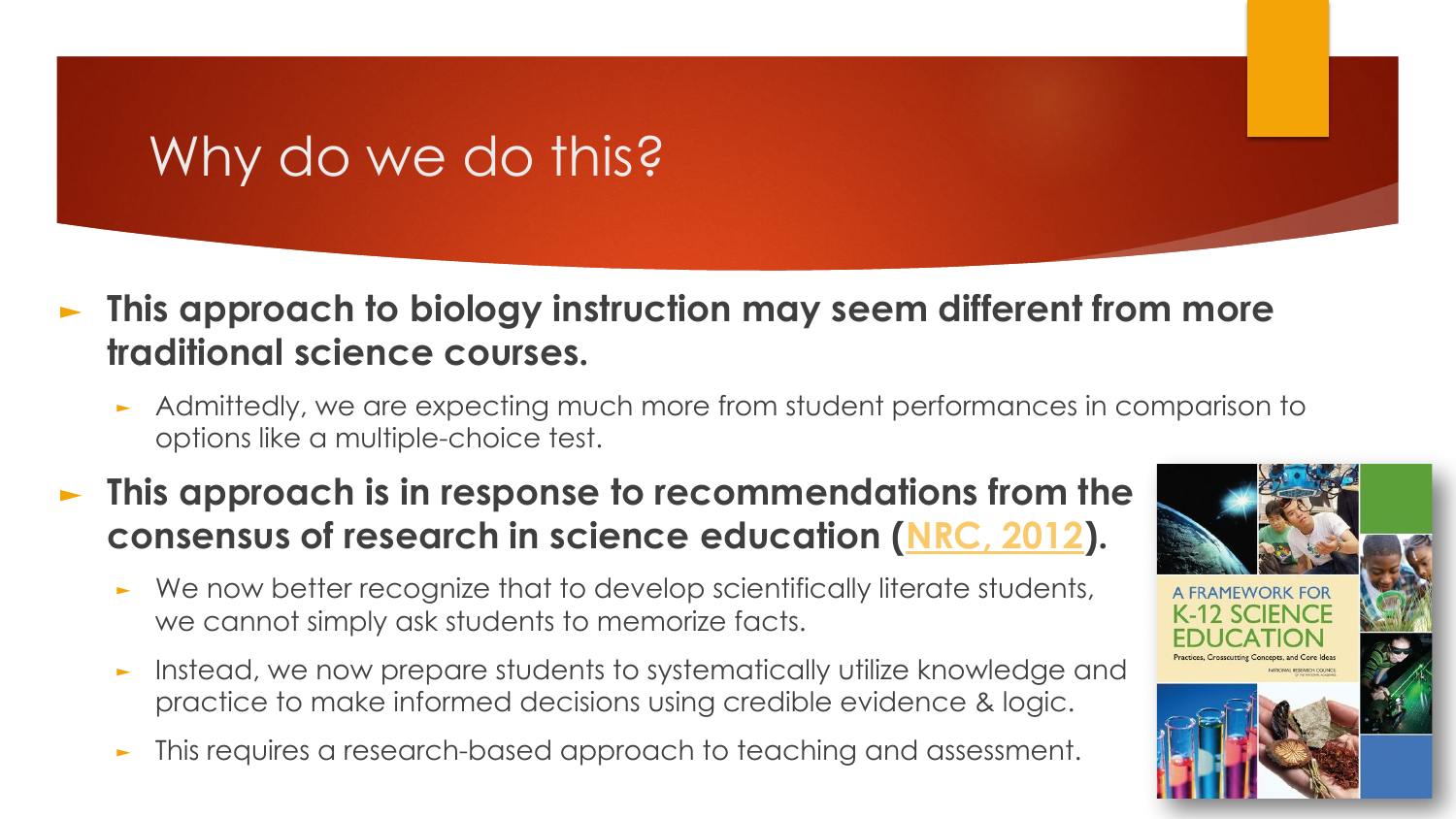# Why do we do this?

- **This approach to biology instruction may seem different from more traditional science courses.**
  - Admittedly, we are expecting much more from student performances in comparison to options like a multiple-choice test.
- **This approach is in response to recommendations from the consensus of research in science education (NRC, 2012).**
  - We now better recognize that to develop scientifically literate students, we cannot simply ask students to memorize facts.
  - Instead, we now prepare students to systematically utilize knowledge and practice to make informed decisions using credible evidence & logic.
  - This requires a research-based approach to teaching and assessment.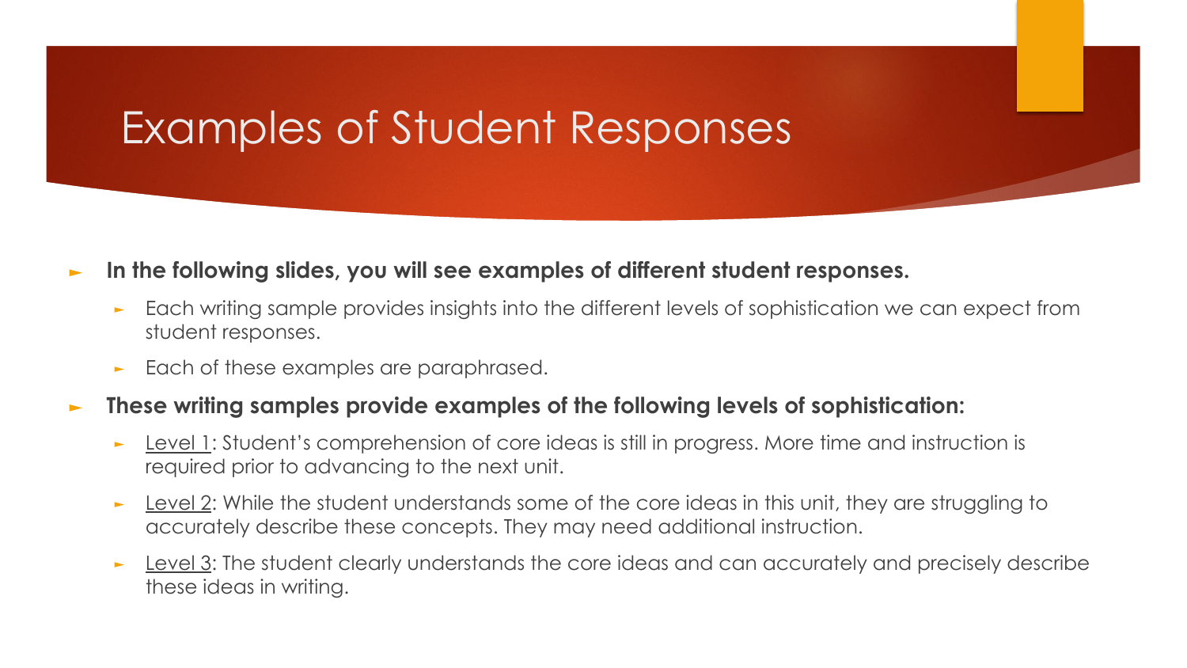# Examples of Student Responses

- **In the following slides, you will see examples of different student responses.**
  - Each writing sample provides insights into the different levels of sophistication we can expect from student responses.
  - Each of these examples are paraphrased.
- **These writing samples provide examples of the following levels of sophistication:**
  - Level 1: Student's comprehension of core ideas is still in progress. More time and instruction is required prior to advancing to the next unit.
  - Level 2: While the student understands some of the core ideas in this unit, they are struggling to accurately describe these concepts. They may need additional instruction.
  - Level 3: The student clearly understands the core ideas and can accurately and precisely describe these ideas in writing.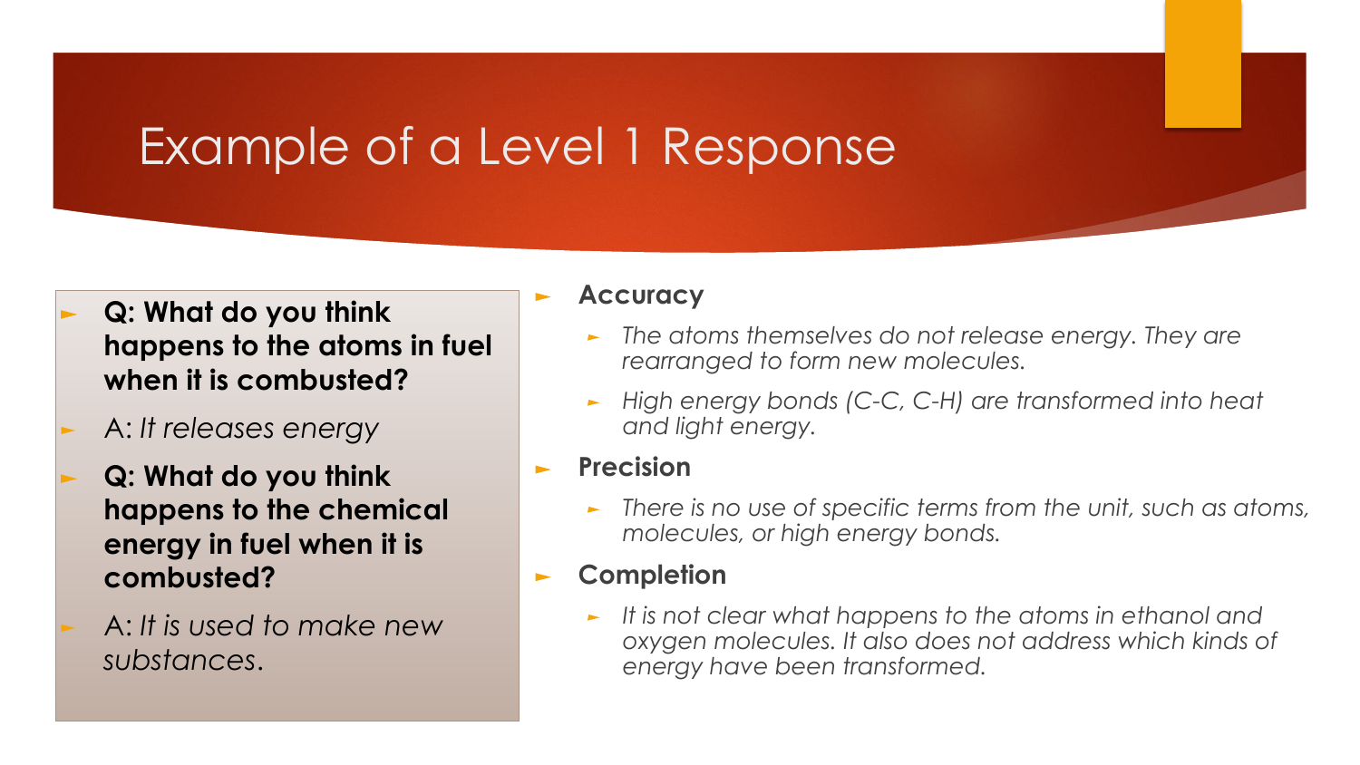# Example of a Level 1 Response

- **Q: What do you think happens to the atoms in fuel when it is combusted?**
- A: *It releases energy*
- **Q: What do you think happens to the chemical energy in fuel when it is combusted?**
- A: *It is used to make new substances.*

- **Accuracy**
  - *The atoms themselves do not release energy. They are rearranged to form new molecules.*
  - *High energy bonds (C-C, C-H) are transformed into heat and light energy.*
- **Precision**
  - *There is no use of specific terms from the unit, such as atoms, molecules, or high energy bonds.*
- **Completion**
  - *It is not clear what happens to the atoms in ethanol and oxygen molecules. It also does not address which kinds of energy have been transformed.*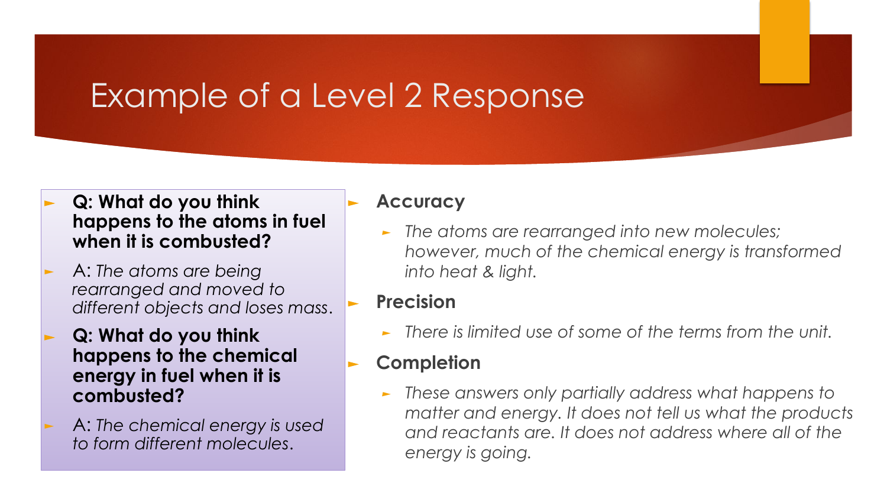# Example of a Level 2 Response

- **Q: What do you think happens to the atoms in fuel when it is combusted?**
- A: *The atoms are being rearranged and moved to different objects and loses mass*.
- **Q: What do you think happens to the chemical energy in fuel when it is combusted?**
- A: *The chemical energy is used to form different molecules*.

- **Accuracy**
  - *The atoms are rearranged into new molecules; however, much of the chemical energy is transformed into heat & light.*
- **Precision**
  - *There is limited use of some of the terms from the unit.*
- **Completion**
  - *These answers only partially address what happens to matter and energy. It does not tell us what the products and reactants are. It does not address where all of the energy is going.*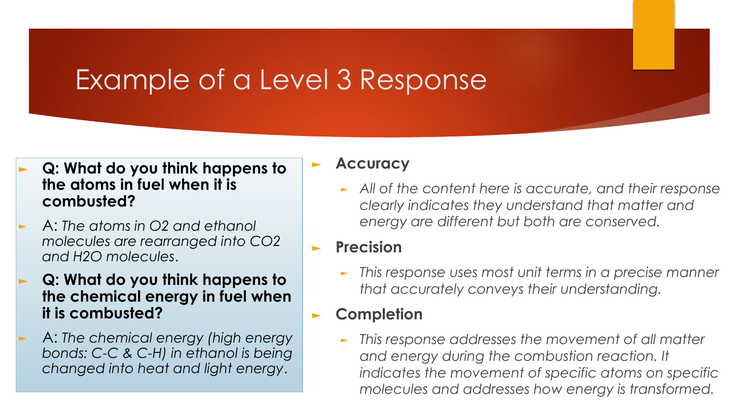# Example of a Level 3 Response

- **Q: What do you think happens to the atoms in fuel when it is combusted?**
- A: *The atoms in $O_2$ and ethanol molecules are rearranged into $CO_2$ and $H_2O$ molecules*.
- **Q: What do you think happens to the chemical energy in fuel when it is combusted?**
- A: *The chemical energy (high energy bonds: C-C & C-H) in ethanol is being changed into heat and light energy*.

- **Accuracy**
  - *All of the content here is accurate, and their response clearly indicates they understand that matter and energy are different but both are conserved.*
- **Precision**
  - *This response uses most unit terms in a precise manner that accurately conveys their understanding.*
- **Completion**
  - *This response addresses the movement of all matter and energy during the combustion reaction. It indicates the movement of specific atoms on specific molecules and addresses how energy is transformed.*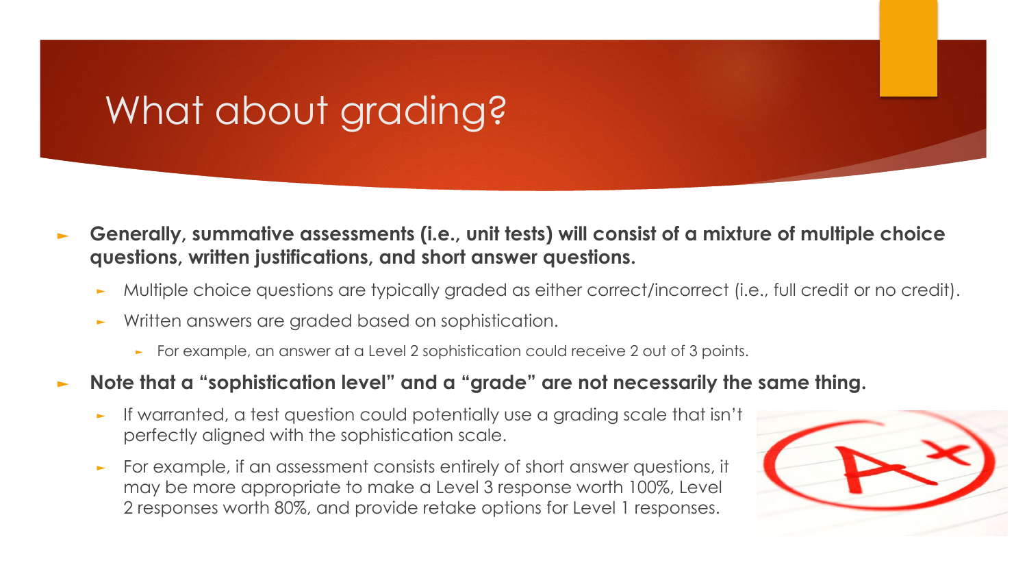# What about grading?

- **Generally, summative assessments (i.e., unit tests) will consist of a mixture of multiple choice questions, written justifications, and short answer questions.**
  - Multiple choice questions are typically graded as either correct/incorrect (i.e., full credit or no credit).
  - Written answers are graded based on sophistication.
    - For example, an answer at a Level 2 sophistication could receive 2 out of 3 points.
- **Note that a "sophistication level" and a "grade" are not necessarily the same thing.**
  - If warranted, a test question could potentially use a grading scale that isn't perfectly aligned with the sophistication scale.
  - For example, if an assessment consists entirely of short answer questions, it may be more appropriate to make a Level 3 response worth 100%, Level 2 responses worth 80%, and provide retake options for Level 1 responses.